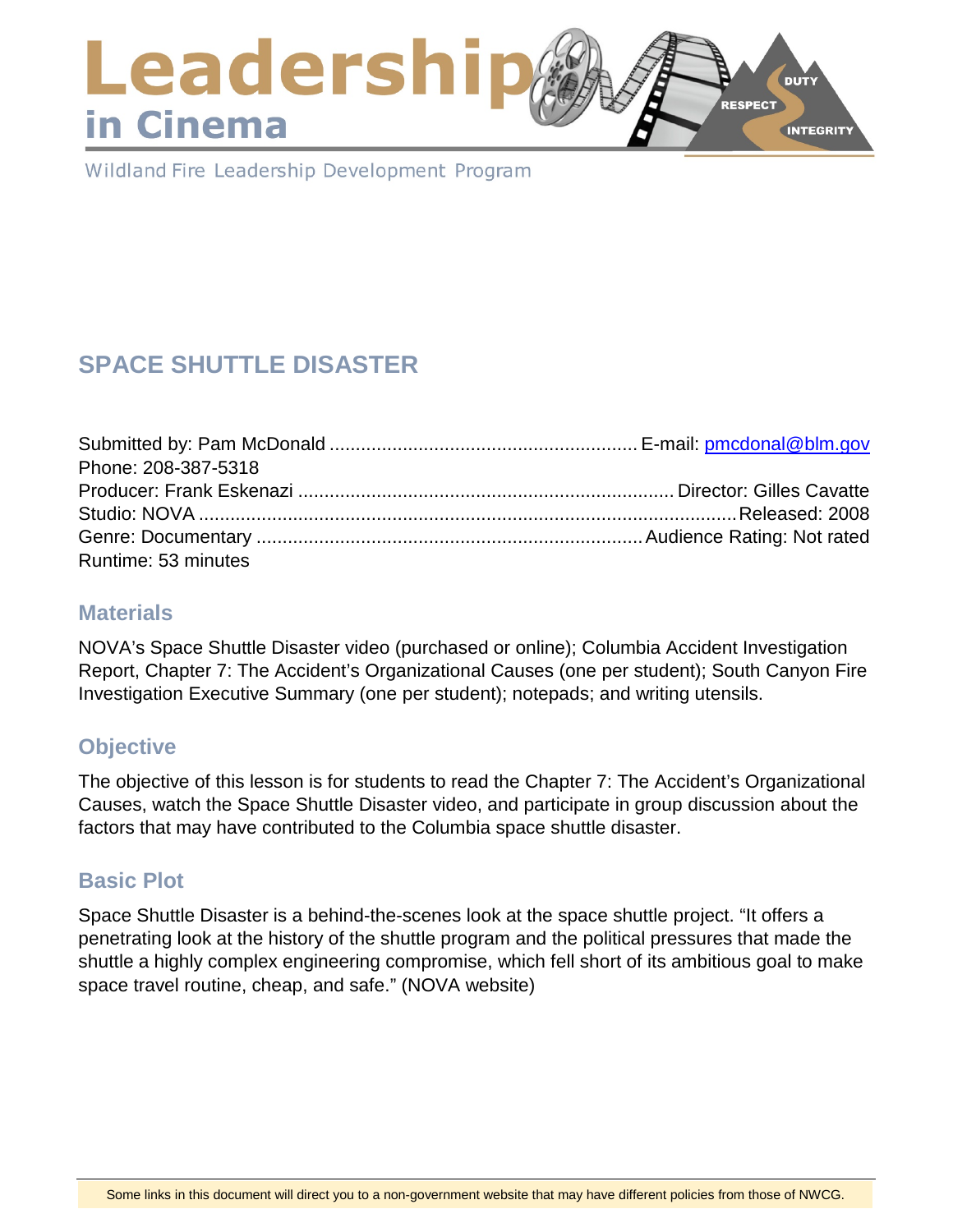# Leadership in Cinema

Wildland Fire Leadership Development Program

## SPACE SHUTTLE DISASTER

Submitted by: Pam McDonald ........................................................... E-mail: pmcdonal@blm.gov
Phone: 208-387-5318
Producer: Frank Eskenazi ....................................................................... Director: Gilles Cavatte
Studio: NOVA ......................................................................................................Released: 2008
Genre: Documentary ........................................................................ Audience Rating: Not rated
Runtime: 53 minutes

### Materials

NOVA's Space Shuttle Disaster video (purchased or online); Columbia Accident Investigation Report, Chapter 7: The Accident's Organizational Causes (one per student); South Canyon Fire Investigation Executive Summary (one per student); notepads; and writing utensils.

### Objective

The objective of this lesson is for students to read the Chapter 7: The Accident's Organizational Causes, watch the Space Shuttle Disaster video, and participate in group discussion about the factors that may have contributed to the Columbia space shuttle disaster.

### Basic Plot

Space Shuttle Disaster is a behind-the-scenes look at the space shuttle project. "It offers a penetrating look at the history of the shuttle program and the political pressures that made the shuttle a highly complex engineering compromise, which fell short of its ambitious goal to make space travel routine, cheap, and safe." (NOVA website)

Some links in this document will direct you to a non-government website that may have different policies from those of NWCG.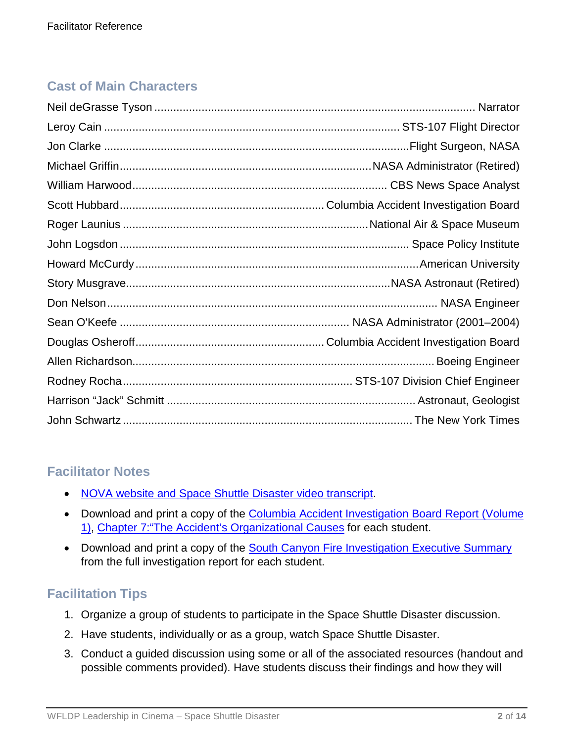## Cast of Main Characters

| | |
|---|---|
| Neil deGrasse Tyson | Narrator |
| Leroy Cain | STS-107 Flight Director |
| Jon Clarke | Flight Surgeon, NASA |
| Michael Griffin | NASA Administrator (Retired) |
| William Harwood | CBS News Space Analyst |
| Scott Hubbard | Columbia Accident Investigation Board |
| Roger Launius | National Air & Space Museum |
| John Logsdon | Space Policy Institute |
| Howard McCurdy | American University |
| Story Musgrave | NASA Astronaut (Retired) |
| Don Nelson | NASA Engineer |
| Sean O'Keefe | NASA Administrator (2001–2004) |
| Douglas Osheroff | Columbia Accident Investigation Board |
| Allen Richardson | Boeing Engineer |
| Rodney Rocha | STS-107 Division Chief Engineer |
| Harrison "Jack" Schmitt | Astronaut, Geologist |
| John Schwartz | The New York Times |

## Facilitator Notes

- NOVA website and Space Shuttle Disaster video transcript.
- Download and print a copy of the Columbia Accident Investigation Board Report (Volume 1), Chapter 7:"The Accident's Organizational Causes for each student.
- Download and print a copy of the South Canyon Fire Investigation Executive Summary from the full investigation report for each student.

## Facilitation Tips

1. Organize a group of students to participate in the Space Shuttle Disaster discussion.
2. Have students, individually or as a group, watch Space Shuttle Disaster.
3. Conduct a guided discussion using some or all of the associated resources (handout and possible comments provided). Have students discuss their findings and how they will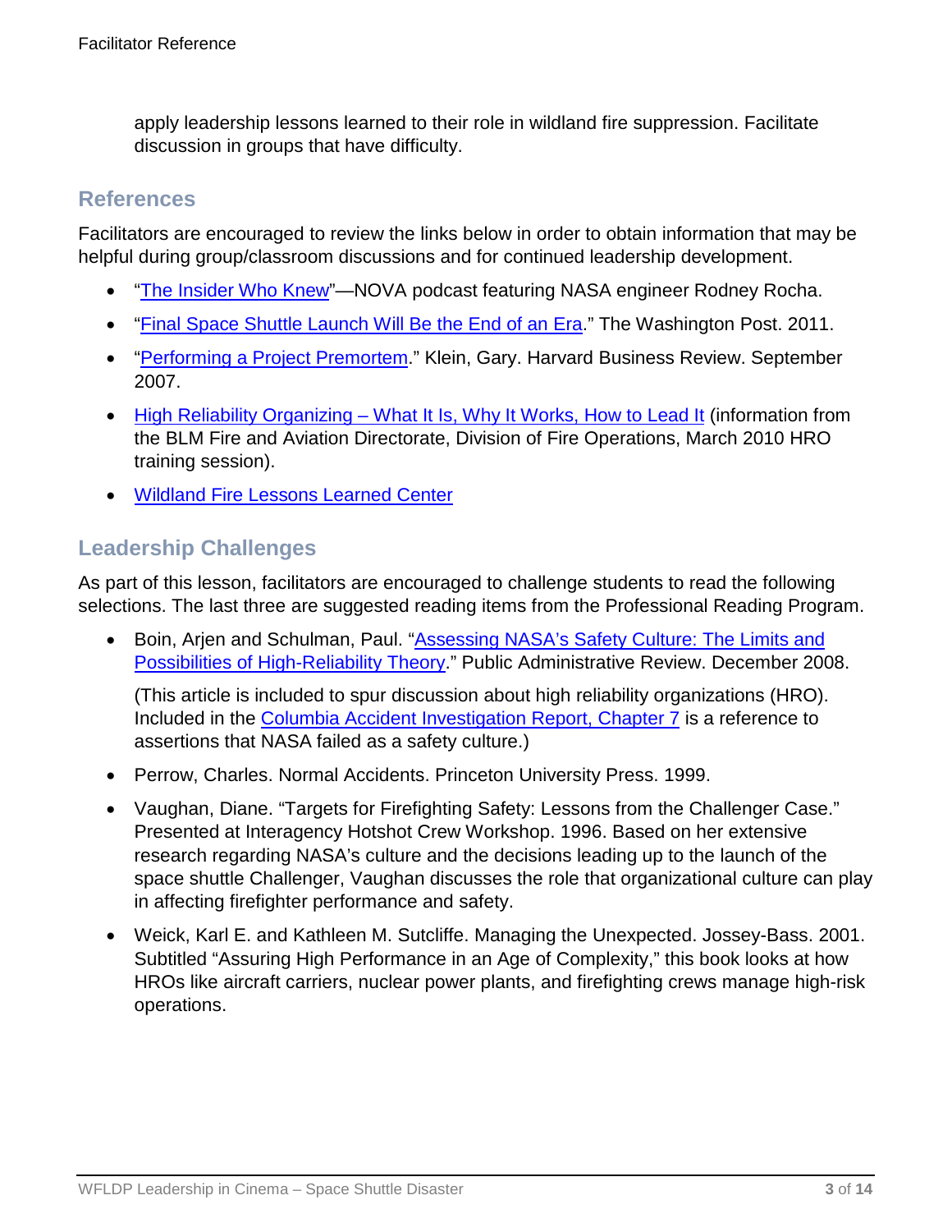apply leadership lessons learned to their role in wildland fire suppression. Facilitate discussion in groups that have difficulty.

## References

Facilitators are encouraged to review the links below in order to obtain information that may be helpful during group/classroom discussions and for continued leadership development.

- "The Insider Who Knew"—NOVA podcast featuring NASA engineer Rodney Rocha.
- "Final Space Shuttle Launch Will Be the End of an Era." The Washington Post. 2011.
- "Performing a Project Premortem." Klein, Gary. Harvard Business Review. September 2007.
- High Reliability Organizing – What It Is, Why It Works, How to Lead It (information from the BLM Fire and Aviation Directorate, Division of Fire Operations, March 2010 HRO training session).
- Wildland Fire Lessons Learned Center

## Leadership Challenges

As part of this lesson, facilitators are encouraged to challenge students to read the following selections. The last three are suggested reading items from the Professional Reading Program.

- Boin, Arjen and Schulman, Paul. "Assessing NASA's Safety Culture: The Limits and Possibilities of High-Reliability Theory." Public Administrative Review. December 2008.

  (This article is included to spur discussion about high reliability organizations (HRO). Included in the Columbia Accident Investigation Report, Chapter 7 is a reference to assertions that NASA failed as a safety culture.)

- Perrow, Charles. Normal Accidents. Princeton University Press. 1999.
- Vaughan, Diane. "Targets for Firefighting Safety: Lessons from the Challenger Case." Presented at Interagency Hotshot Crew Workshop. 1996. Based on her extensive research regarding NASA's culture and the decisions leading up to the launch of the space shuttle Challenger, Vaughan discusses the role that organizational culture can play in affecting firefighter performance and safety.
- Weick, Karl E. and Kathleen M. Sutcliffe. Managing the Unexpected. Jossey-Bass. 2001. Subtitled "Assuring High Performance in an Age of Complexity," this book looks at how HROs like aircraft carriers, nuclear power plants, and firefighting crews manage high-risk operations.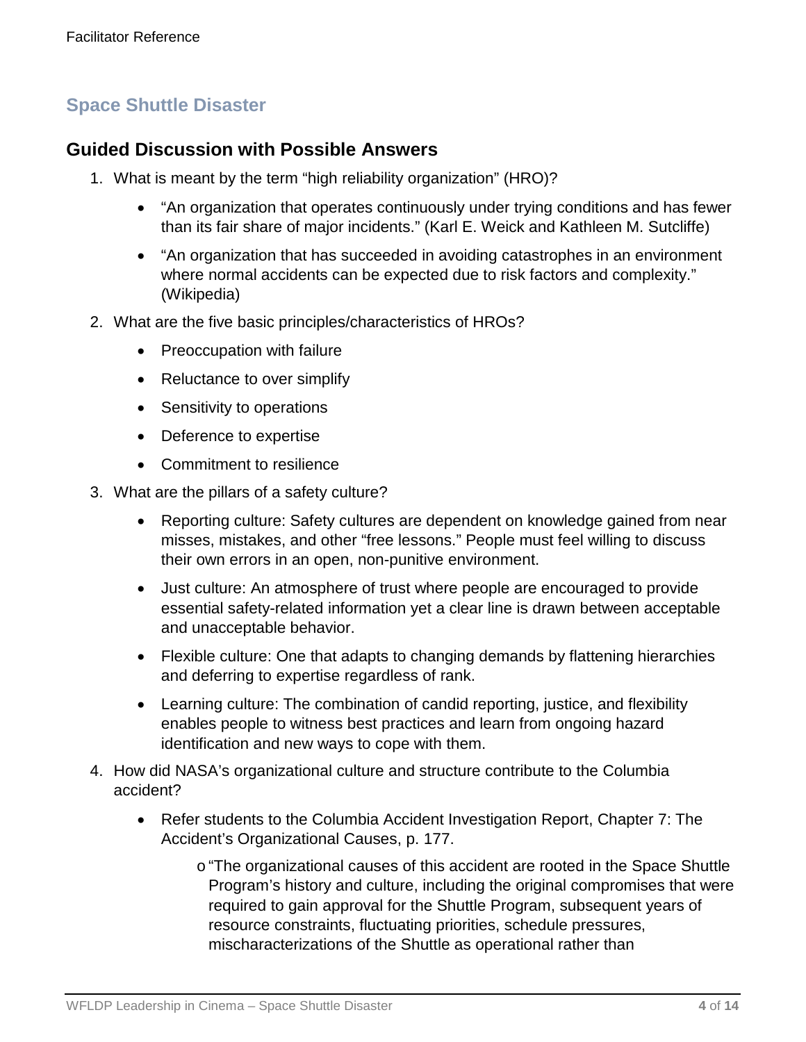## Space Shuttle Disaster

### Guided Discussion with Possible Answers

1. What is meant by the term “high reliability organization” (HRO)?
    - “An organization that operates continuously under trying conditions and has fewer than its fair share of major incidents.” (Karl E. Weick and Kathleen M. Sutcliffe)
    - “An organization that has succeeded in avoiding catastrophes in an environment where normal accidents can be expected due to risk factors and complexity.” (Wikipedia)
2. What are the five basic principles/characteristics of HROs?
    - Preoccupation with failure
    - Reluctance to over simplify
    - Sensitivity to operations
    - Deference to expertise
    - Commitment to resilience
3. What are the pillars of a safety culture?
    - Reporting culture: Safety cultures are dependent on knowledge gained from near misses, mistakes, and other “free lessons.” People must feel willing to discuss their own errors in an open, non-punitive environment.
    - Just culture: An atmosphere of trust where people are encouraged to provide essential safety-related information yet a clear line is drawn between acceptable and unacceptable behavior.
    - Flexible culture: One that adapts to changing demands by flattening hierarchies and deferring to expertise regardless of rank.
    - Learning culture: The combination of candid reporting, justice, and flexibility enables people to witness best practices and learn from ongoing hazard identification and new ways to cope with them.
4. How did NASA’s organizational culture and structure contribute to the Columbia accident?
    - Refer students to the Columbia Accident Investigation Report, Chapter 7: The Accident’s Organizational Causes, p. 177.
        - “The organizational causes of this accident are rooted in the Space Shuttle Program’s history and culture, including the original compromises that were required to gain approval for the Shuttle Program, subsequent years of resource constraints, fluctuating priorities, schedule pressures, mischaracterizations of the Shuttle as operational rather than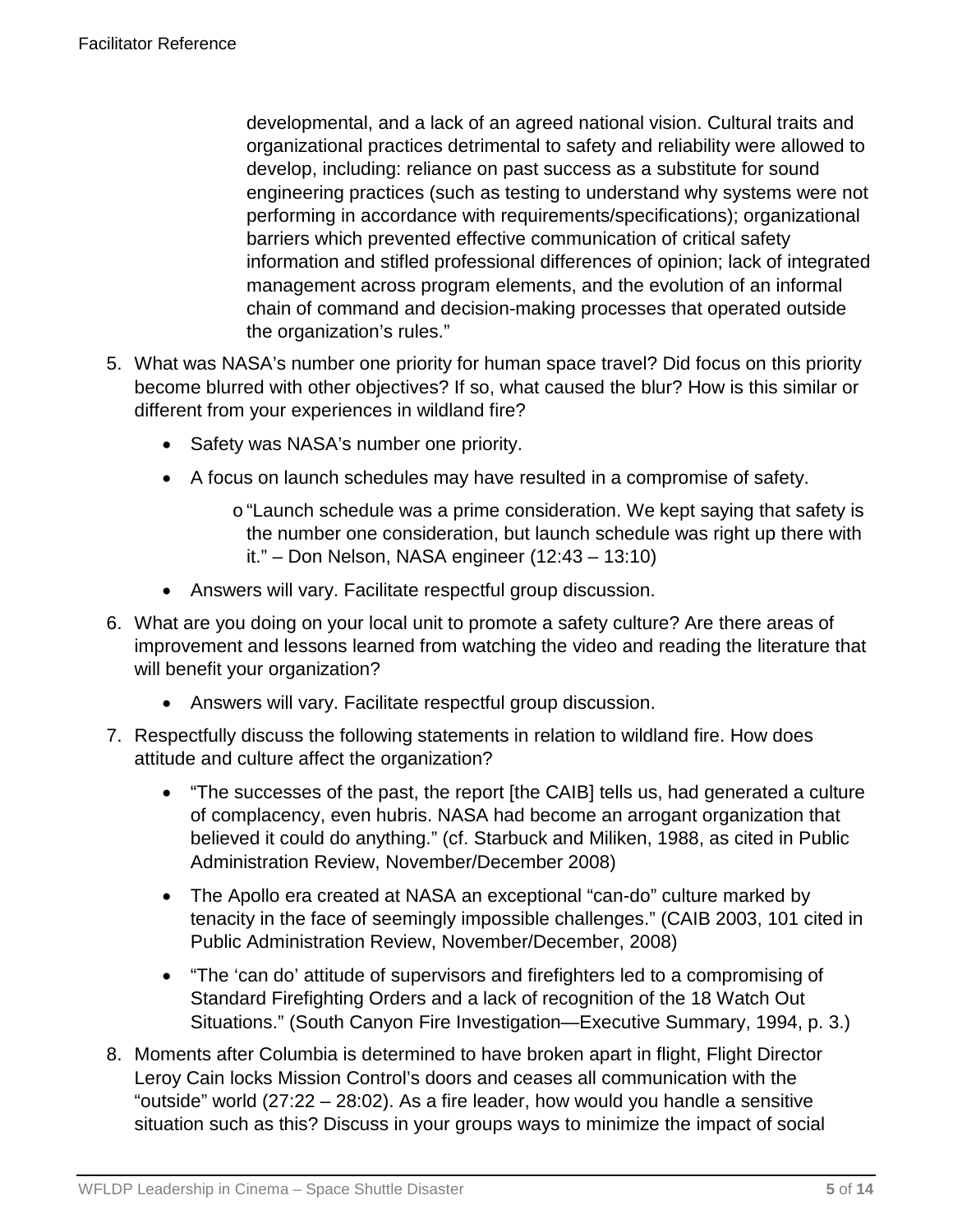developmental, and a lack of an agreed national vision. Cultural traits and organizational practices detrimental to safety and reliability were allowed to develop, including: reliance on past success as a substitute for sound engineering practices (such as testing to understand why systems were not performing in accordance with requirements/specifications); organizational barriers which prevented effective communication of critical safety information and stifled professional differences of opinion; lack of integrated management across program elements, and the evolution of an informal chain of command and decision-making processes that operated outside the organization's rules."

5. What was NASA's number one priority for human space travel? Did focus on this priority become blurred with other objectives? If so, what caused the blur? How is this similar or different from your experiences in wildland fire?
    - Safety was NASA's number one priority.
    - A focus on launch schedules may have resulted in a compromise of safety.
        - "Launch schedule was a prime consideration. We kept saying that safety is the number one consideration, but launch schedule was right up there with it." – Don Nelson, NASA engineer (12:43 – 13:10)
    - Answers will vary. Facilitate respectful group discussion.
6. What are you doing on your local unit to promote a safety culture? Are there areas of improvement and lessons learned from watching the video and reading the literature that will benefit your organization?
    - Answers will vary. Facilitate respectful group discussion.
7. Respectfully discuss the following statements in relation to wildland fire. How does attitude and culture affect the organization?
    - "The successes of the past, the report [the CAIB] tells us, had generated a culture of complacency, even hubris. NASA had become an arrogant organization that believed it could do anything." (cf. Starbuck and Miliken, 1988, as cited in Public Administration Review, November/December 2008)
    - The Apollo era created at NASA an exceptional "can-do" culture marked by tenacity in the face of seemingly impossible challenges." (CAIB 2003, 101 cited in Public Administration Review, November/December, 2008)
    - "The 'can do' attitude of supervisors and firefighters led to a compromising of Standard Firefighting Orders and a lack of recognition of the 18 Watch Out Situations." (South Canyon Fire Investigation—Executive Summary, 1994, p. 3.)
8. Moments after Columbia is determined to have broken apart in flight, Flight Director Leroy Cain locks Mission Control's doors and ceases all communication with the "outside" world (27:22 – 28:02). As a fire leader, how would you handle a sensitive situation such as this? Discuss in your groups ways to minimize the impact of social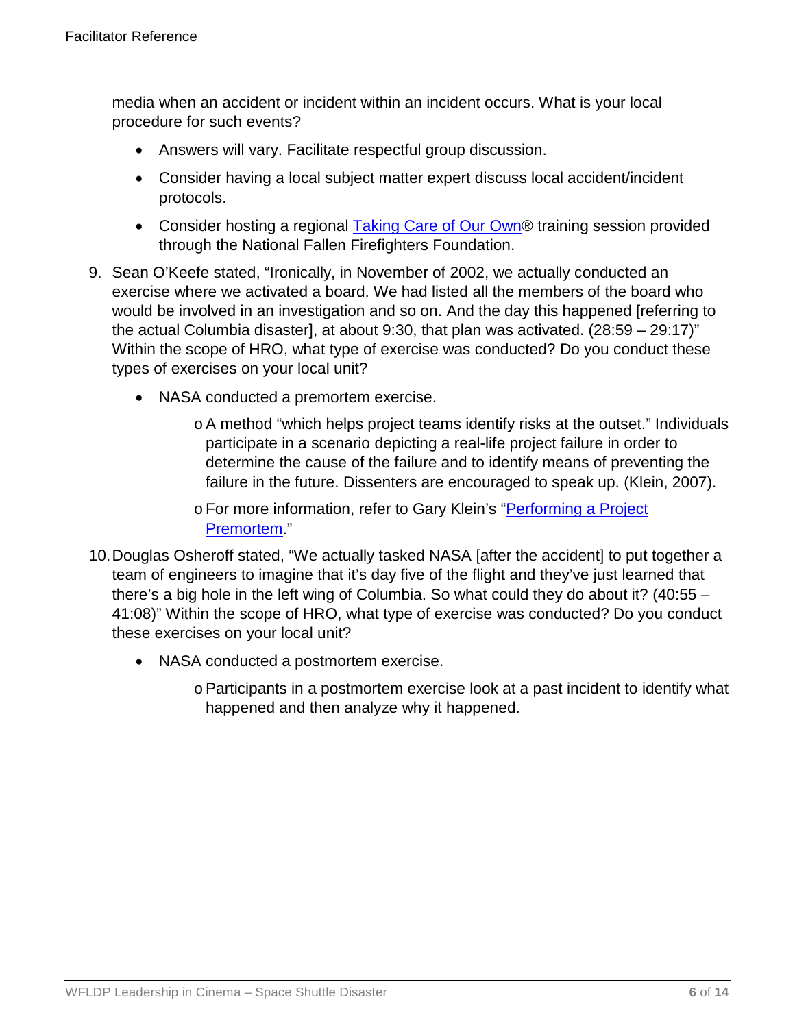media when an accident or incident within an incident occurs. What is your local procedure for such events?

- Answers will vary. Facilitate respectful group discussion.
- Consider having a local subject matter expert discuss local accident/incident protocols.
- Consider hosting a regional Taking Care of Our Own® training session provided through the National Fallen Firefighters Foundation.

9. Sean O'Keefe stated, "Ironically, in November of 2002, we actually conducted an exercise where we activated a board. We had listed all the members of the board who would be involved in an investigation and so on. And the day this happened [referring to the actual Columbia disaster], at about 9:30, that plan was activated. (28:59 – 29:17)" Within the scope of HRO, what type of exercise was conducted? Do you conduct these types of exercises on your local unit?

   - NASA conducted a premortem exercise.
     - A method "which helps project teams identify risks at the outset." Individuals participate in a scenario depicting a real-life project failure in order to determine the cause of the failure and to identify means of preventing the failure in the future. Dissenters are encouraged to speak up. (Klein, 2007).
     - For more information, refer to Gary Klein's "Performing a Project Premortem."

10. Douglas Osheroff stated, "We actually tasked NASA [after the accident] to put together a team of engineers to imagine that it's day five of the flight and they've just learned that there's a big hole in the left wing of Columbia. So what could they do about it? (40:55 – 41:08)" Within the scope of HRO, what type of exercise was conducted? Do you conduct these exercises on your local unit?

    - NASA conducted a postmortem exercise.
      - Participants in a postmortem exercise look at a past incident to identify what happened and then analyze why it happened.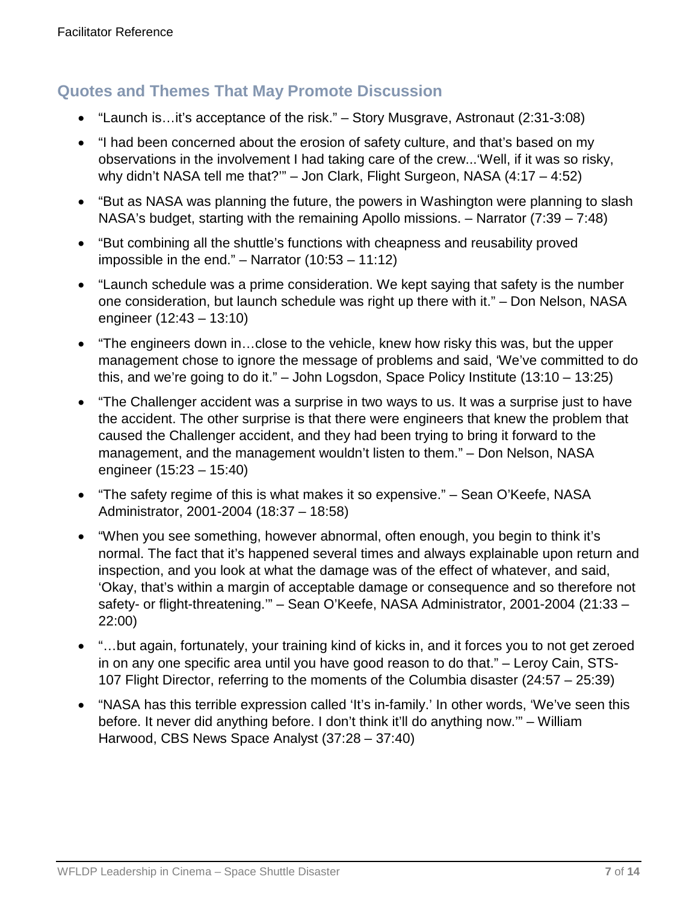## Quotes and Themes That May Promote Discussion

- "Launch is…it's acceptance of the risk." – Story Musgrave, Astronaut (2:31-3:08)
- "I had been concerned about the erosion of safety culture, and that's based on my observations in the involvement I had taking care of the crew...'Well, if it was so risky, why didn't NASA tell me that?'" – Jon Clark, Flight Surgeon, NASA (4:17 – 4:52)
- "But as NASA was planning the future, the powers in Washington were planning to slash NASA's budget, starting with the remaining Apollo missions. – Narrator (7:39 – 7:48)
- "But combining all the shuttle's functions with cheapness and reusability proved impossible in the end." – Narrator (10:53 – 11:12)
- "Launch schedule was a prime consideration. We kept saying that safety is the number one consideration, but launch schedule was right up there with it." – Don Nelson, NASA engineer (12:43 – 13:10)
- "The engineers down in…close to the vehicle, knew how risky this was, but the upper management chose to ignore the message of problems and said, 'We've committed to do this, and we're going to do it." – John Logsdon, Space Policy Institute (13:10 – 13:25)
- "The Challenger accident was a surprise in two ways to us. It was a surprise just to have the accident. The other surprise is that there were engineers that knew the problem that caused the Challenger accident, and they had been trying to bring it forward to the management, and the management wouldn't listen to them." – Don Nelson, NASA engineer (15:23 – 15:40)
- "The safety regime of this is what makes it so expensive." – Sean O'Keefe, NASA Administrator, 2001-2004 (18:37 – 18:58)
- "When you see something, however abnormal, often enough, you begin to think it's normal. The fact that it's happened several times and always explainable upon return and inspection, and you look at what the damage was of the effect of whatever, and said, 'Okay, that's within a margin of acceptable damage or consequence and so therefore not safety- or flight-threatening.'" – Sean O'Keefe, NASA Administrator, 2001-2004 (21:33 – 22:00)
- "…but again, fortunately, your training kind of kicks in, and it forces you to not get zeroed in on any one specific area until you have good reason to do that." – Leroy Cain, STS-107 Flight Director, referring to the moments of the Columbia disaster (24:57 – 25:39)
- "NASA has this terrible expression called 'It's in-family.' In other words, 'We've seen this before. It never did anything before. I don't think it'll do anything now.'" – William Harwood, CBS News Space Analyst (37:28 – 37:40)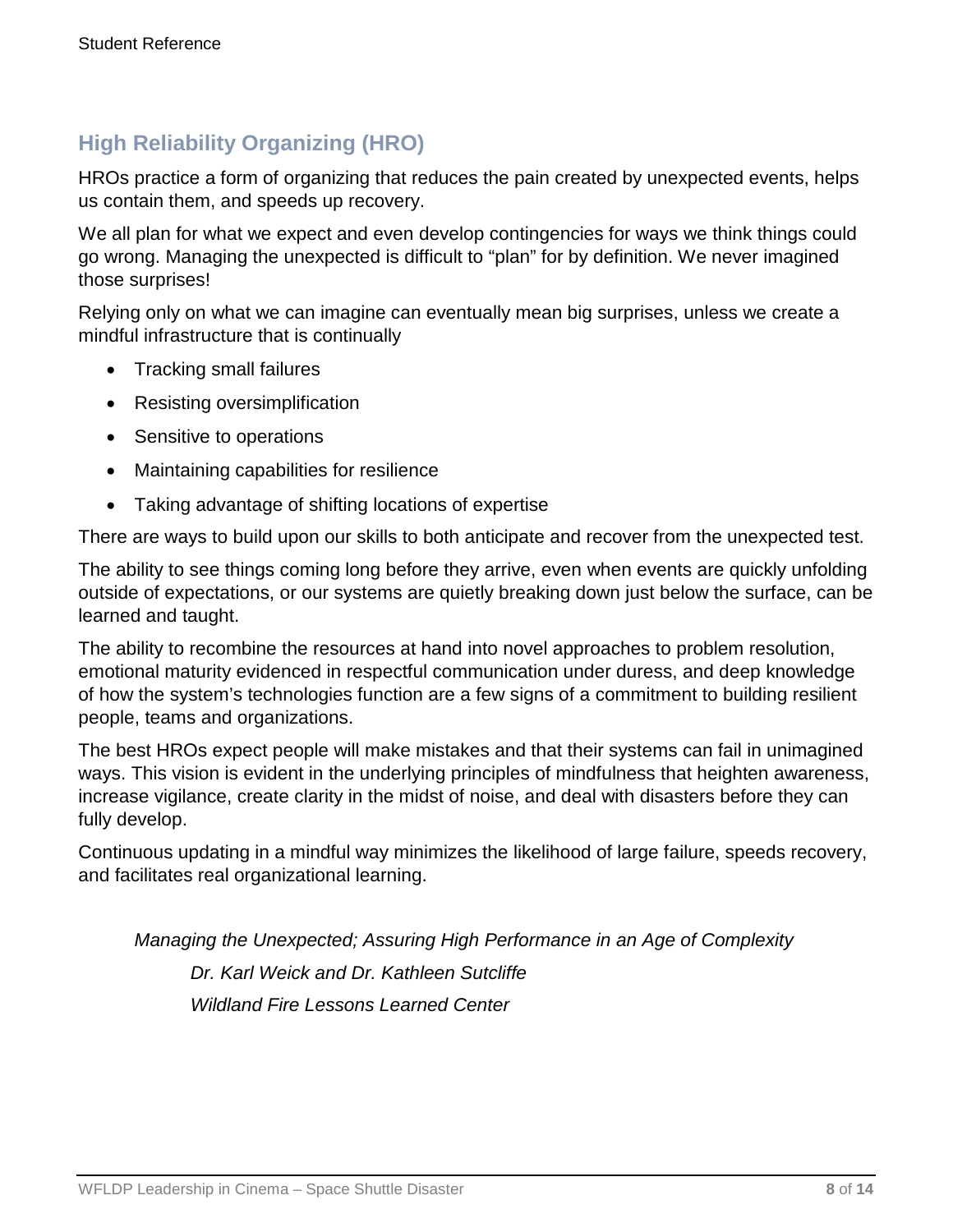## High Reliability Organizing (HRO)

HROs practice a form of organizing that reduces the pain created by unexpected events, helps us contain them, and speeds up recovery.

We all plan for what we expect and even develop contingencies for ways we think things could go wrong. Managing the unexpected is difficult to "plan" for by definition. We never imagined those surprises!

Relying only on what we can imagine can eventually mean big surprises, unless we create a mindful infrastructure that is continually

- Tracking small failures
- Resisting oversimplification
- Sensitive to operations
- Maintaining capabilities for resilience
- Taking advantage of shifting locations of expertise

There are ways to build upon our skills to both anticipate and recover from the unexpected test.

The ability to see things coming long before they arrive, even when events are quickly unfolding outside of expectations, or our systems are quietly breaking down just below the surface, can be learned and taught.

The ability to recombine the resources at hand into novel approaches to problem resolution, emotional maturity evidenced in respectful communication under duress, and deep knowledge of how the system's technologies function are a few signs of a commitment to building resilient people, teams and organizations.

The best HROs expect people will make mistakes and that their systems can fail in unimagined ways. This vision is evident in the underlying principles of mindfulness that heighten awareness, increase vigilance, create clarity in the midst of noise, and deal with disasters before they can fully develop.

Continuous updating in a mindful way minimizes the likelihood of large failure, speeds recovery, and facilitates real organizational learning.

*Managing the Unexpected; Assuring High Performance in an Age of Complexity*

*Dr. Karl Weick and Dr. Kathleen Sutcliffe*

*Wildland Fire Lessons Learned Center*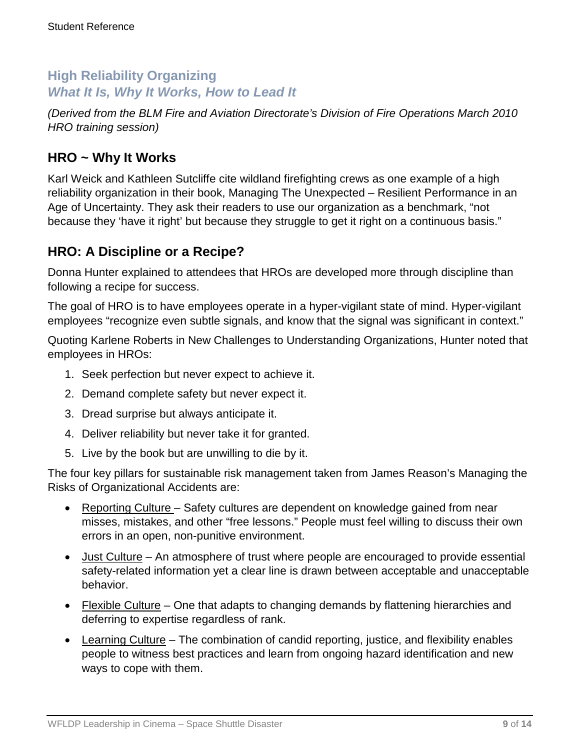## High Reliability Organizing

### *What It Is, Why It Works, How to Lead It*

*(Derived from the BLM Fire and Aviation Directorate's Division of Fire Operations March 2010 HRO training session)*

## HRO ~ Why It Works

Karl Weick and Kathleen Sutcliffe cite wildland firefighting crews as one example of a high reliability organization in their book, Managing The Unexpected – Resilient Performance in an Age of Uncertainty. They ask their readers to use our organization as a benchmark, "not because they 'have it right' but because they struggle to get it right on a continuous basis."

## HRO: A Discipline or a Recipe?

Donna Hunter explained to attendees that HROs are developed more through discipline than following a recipe for success.

The goal of HRO is to have employees operate in a hyper-vigilant state of mind. Hyper-vigilant employees "recognize even subtle signals, and know that the signal was significant in context."

Quoting Karlene Roberts in New Challenges to Understanding Organizations, Hunter noted that employees in HROs:

1. Seek perfection but never expect to achieve it.
2. Demand complete safety but never expect it.
3. Dread surprise but always anticipate it.
4. Deliver reliability but never take it for granted.
5. Live by the book but are unwilling to die by it.

The four key pillars for sustainable risk management taken from James Reason's Managing the Risks of Organizational Accidents are:

- Reporting Culture – Safety cultures are dependent on knowledge gained from near misses, mistakes, and other "free lessons." People must feel willing to discuss their own errors in an open, non-punitive environment.
- Just Culture – An atmosphere of trust where people are encouraged to provide essential safety-related information yet a clear line is drawn between acceptable and unacceptable behavior.
- Flexible Culture – One that adapts to changing demands by flattening hierarchies and deferring to expertise regardless of rank.
- Learning Culture – The combination of candid reporting, justice, and flexibility enables people to witness best practices and learn from ongoing hazard identification and new ways to cope with them.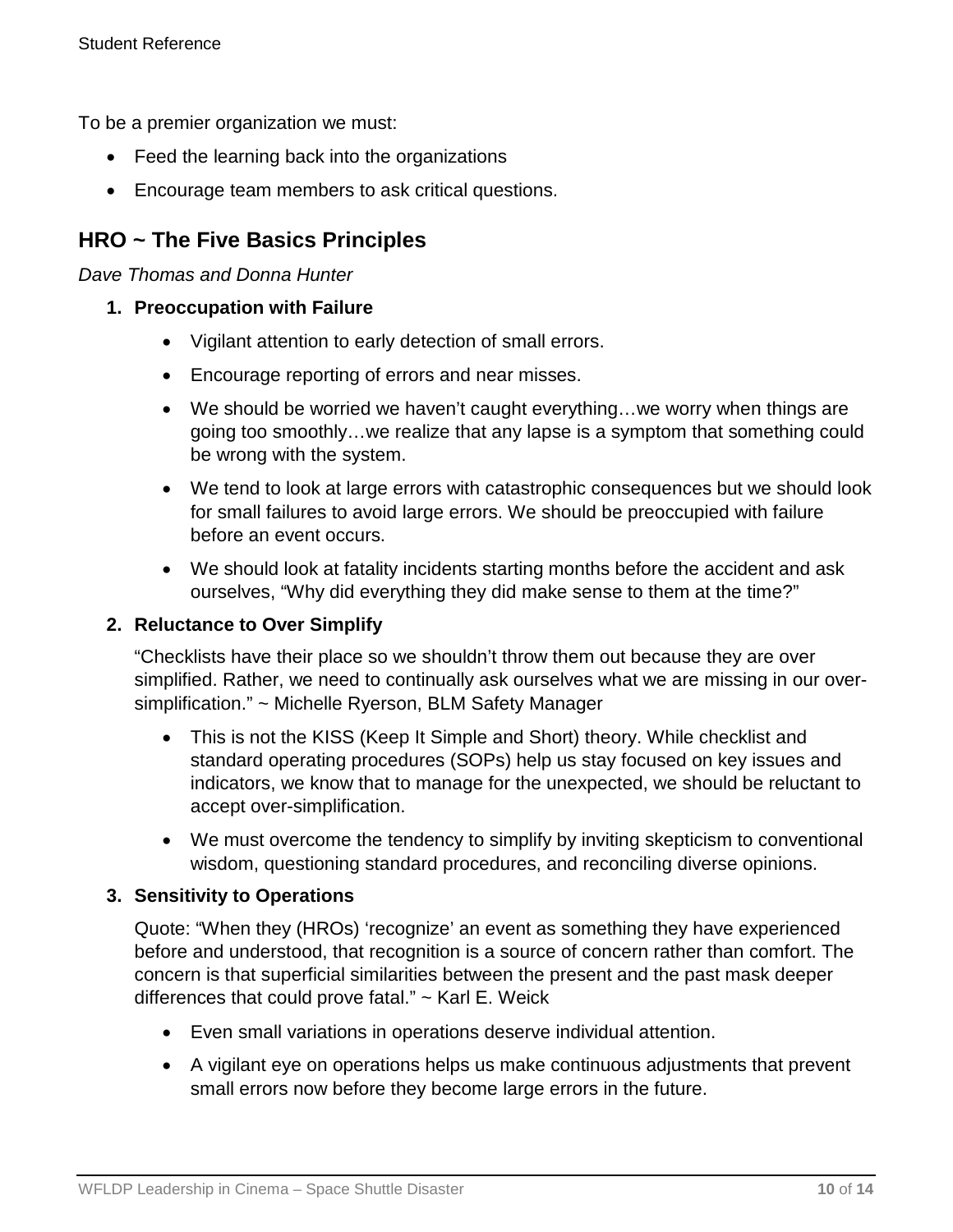To be a premier organization we must:

- Feed the learning back into the organizations
- Encourage team members to ask critical questions.

## HRO ~ The Five Basics Principles

*Dave Thomas and Donna Hunter*

1. **Preoccupation with Failure**
    - Vigilant attention to early detection of small errors.
    - Encourage reporting of errors and near misses.
    - We should be worried we haven't caught everything…we worry when things are going too smoothly…we realize that any lapse is a symptom that something could be wrong with the system.
    - We tend to look at large errors with catastrophic consequences but we should look for small failures to avoid large errors. We should be preoccupied with failure before an event occurs.
    - We should look at fatality incidents starting months before the accident and ask ourselves, "Why did everything they did make sense to them at the time?"

2. **Reluctance to Over Simplify**

    "Checklists have their place so we shouldn't throw them out because they are over simplified. Rather, we need to continually ask ourselves what we are missing in our over-simplification." ~ Michelle Ryerson, BLM Safety Manager

    - This is not the KISS (Keep It Simple and Short) theory. While checklist and standard operating procedures (SOPs) help us stay focused on key issues and indicators, we know that to manage for the unexpected, we should be reluctant to accept over-simplification.
    - We must overcome the tendency to simplify by inviting skepticism to conventional wisdom, questioning standard procedures, and reconciling diverse opinions.

3. **Sensitivity to Operations**

    Quote: "When they (HROs) 'recognize' an event as something they have experienced before and understood, that recognition is a source of concern rather than comfort. The concern is that superficial similarities between the present and the past mask deeper differences that could prove fatal." ~ Karl E. Weick

    - Even small variations in operations deserve individual attention.
    - A vigilant eye on operations helps us make continuous adjustments that prevent small errors now before they become large errors in the future.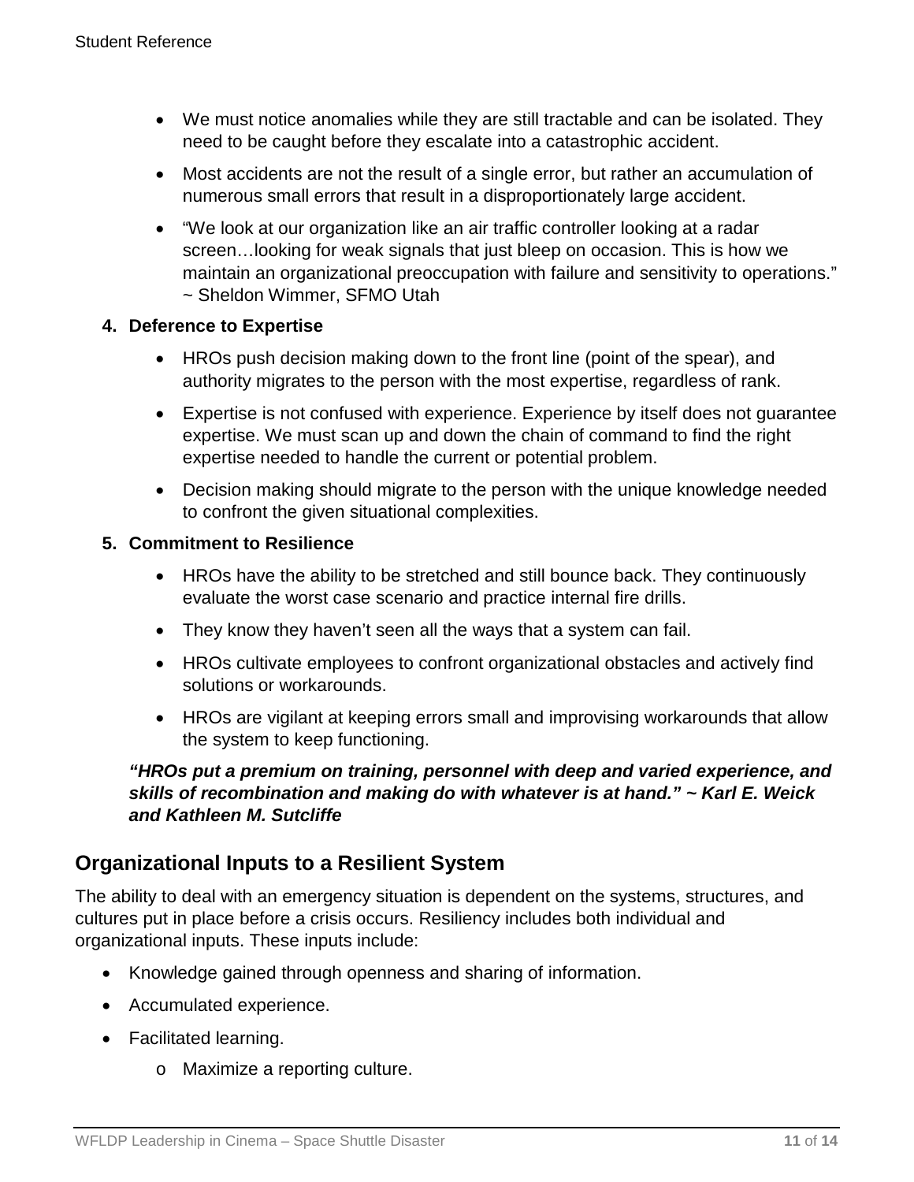- We must notice anomalies while they are still tractable and can be isolated. They need to be caught before they escalate into a catastrophic accident.
- Most accidents are not the result of a single error, but rather an accumulation of numerous small errors that result in a disproportionately large accident.
- "We look at our organization like an air traffic controller looking at a radar screen…looking for weak signals that just bleep on occasion. This is how we maintain an organizational preoccupation with failure and sensitivity to operations." ~ Sheldon Wimmer, SFMO Utah

4. **Deference to Expertise**
   - HROs push decision making down to the front line (point of the spear), and authority migrates to the person with the most expertise, regardless of rank.
   - Expertise is not confused with experience. Experience by itself does not guarantee expertise. We must scan up and down the chain of command to find the right expertise needed to handle the current or potential problem.
   - Decision making should migrate to the person with the unique knowledge needed to confront the given situational complexities.

5. **Commitment to Resilience**
   - HROs have the ability to be stretched and still bounce back. They continuously evaluate the worst case scenario and practice internal fire drills.
   - They know they haven't seen all the ways that a system can fail.
   - HROs cultivate employees to confront organizational obstacles and actively find solutions or workarounds.
   - HROs are vigilant at keeping errors small and improvising workarounds that allow the system to keep functioning.

***"HROs put a premium on training, personnel with deep and varied experience, and skills of recombination and making do with whatever is at hand." ~ Karl E. Weick and Kathleen M. Sutcliffe***

## Organizational Inputs to a Resilient System

The ability to deal with an emergency situation is dependent on the systems, structures, and cultures put in place before a crisis occurs. Resiliency includes both individual and organizational inputs. These inputs include:

- Knowledge gained through openness and sharing of information.
- Accumulated experience.
- Facilitated learning.
  - Maximize a reporting culture.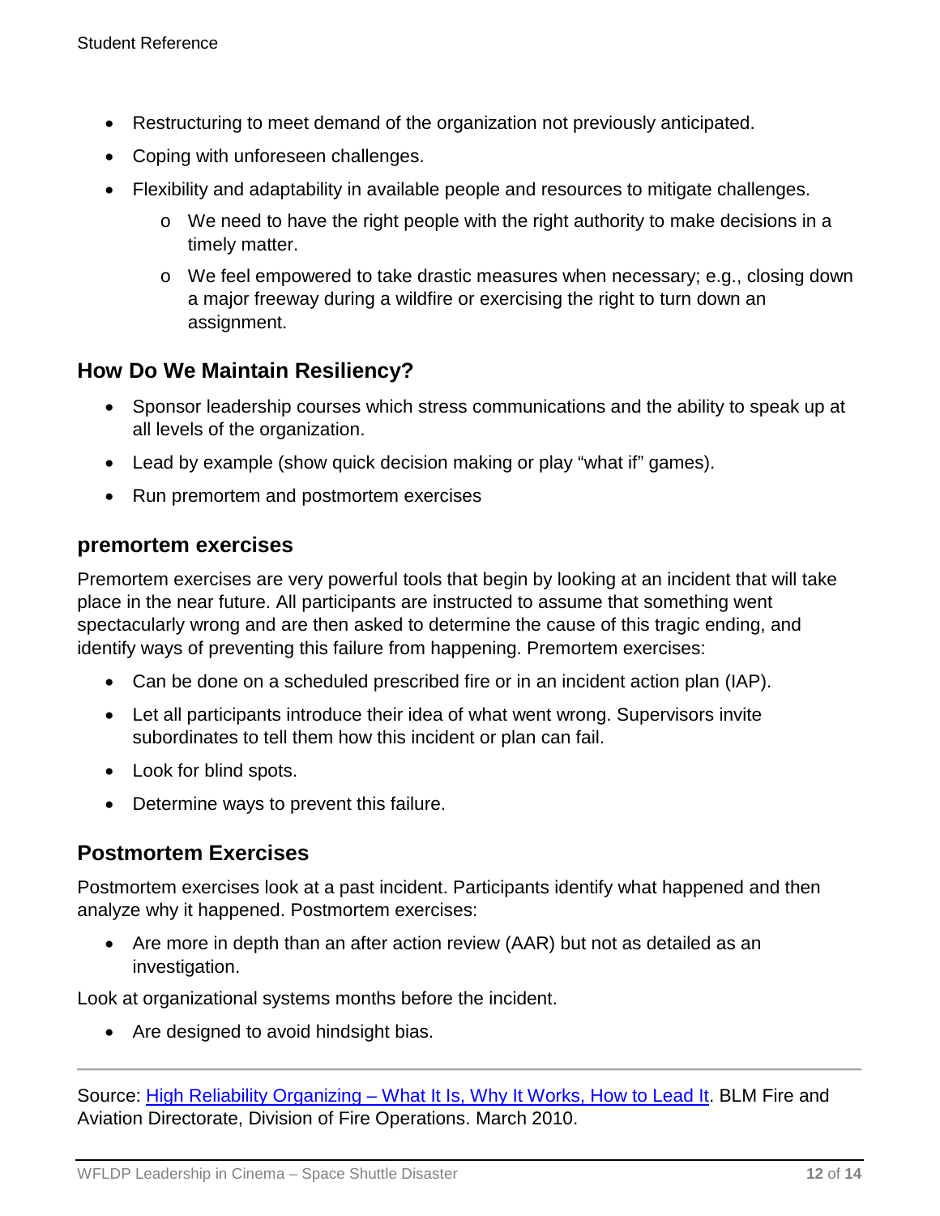- Restructuring to meet demand of the organization not previously anticipated.
- Coping with unforeseen challenges.
- Flexibility and adaptability in available people and resources to mitigate challenges.
    - We need to have the right people with the right authority to make decisions in a timely matter.
    - We feel empowered to take drastic measures when necessary; e.g., closing down a major freeway during a wildfire or exercising the right to turn down an assignment.

## How Do We Maintain Resiliency?

- Sponsor leadership courses which stress communications and the ability to speak up at all levels of the organization.
- Lead by example (show quick decision making or play "what if" games).
- Run premortem and postmortem exercises

## premortem exercises

Premortem exercises are very powerful tools that begin by looking at an incident that will take place in the near future. All participants are instructed to assume that something went spectacularly wrong and are then asked to determine the cause of this tragic ending, and identify ways of preventing this failure from happening. Premortem exercises:

- Can be done on a scheduled prescribed fire or in an incident action plan (IAP).
- Let all participants introduce their idea of what went wrong. Supervisors invite subordinates to tell them how this incident or plan can fail.
- Look for blind spots.
- Determine ways to prevent this failure.

## Postmortem Exercises

Postmortem exercises look at a past incident. Participants identify what happened and then analyze why it happened. Postmortem exercises:

- Are more in depth than an after action review (AAR) but not as detailed as an investigation.

Look at organizational systems months before the incident.

- Are designed to avoid hindsight bias.

---

Source: [High Reliability Organizing – What It Is, Why It Works, How to Lead It](). BLM Fire and Aviation Directorate, Division of Fire Operations. March 2010.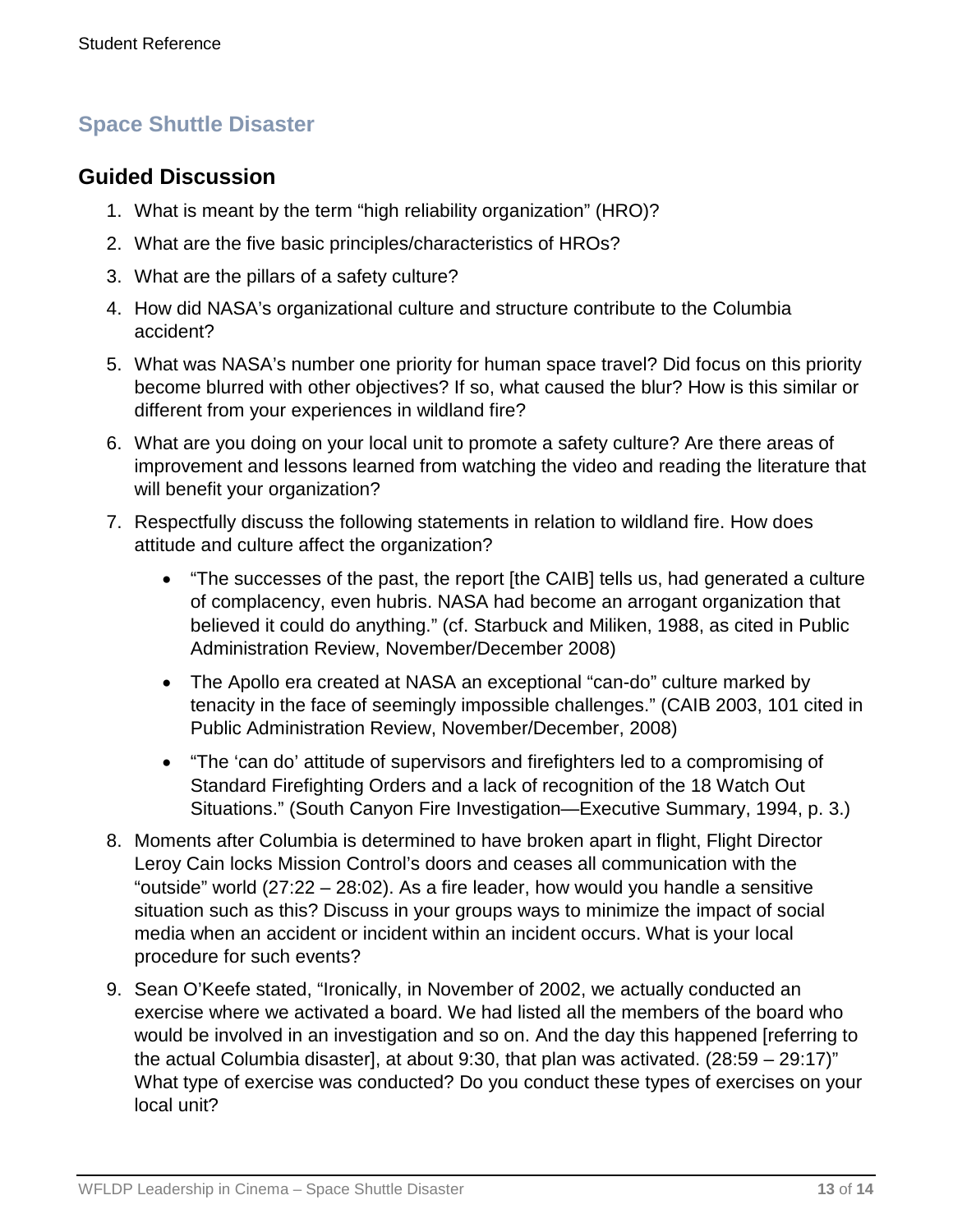## Space Shuttle Disaster

### Guided Discussion

1. What is meant by the term "high reliability organization" (HRO)?
2. What are the five basic principles/characteristics of HROs?
3. What are the pillars of a safety culture?
4. How did NASA's organizational culture and structure contribute to the Columbia accident?
5. What was NASA's number one priority for human space travel? Did focus on this priority become blurred with other objectives? If so, what caused the blur? How is this similar or different from your experiences in wildland fire?
6. What are you doing on your local unit to promote a safety culture? Are there areas of improvement and lessons learned from watching the video and reading the literature that will benefit your organization?
7. Respectfully discuss the following statements in relation to wildland fire. How does attitude and culture affect the organization?
   - "The successes of the past, the report [the CAIB] tells us, had generated a culture of complacency, even hubris. NASA had become an arrogant organization that believed it could do anything." (cf. Starbuck and Miliken, 1988, as cited in Public Administration Review, November/December 2008)
   - The Apollo era created at NASA an exceptional "can-do" culture marked by tenacity in the face of seemingly impossible challenges." (CAIB 2003, 101 cited in Public Administration Review, November/December, 2008)
   - "The 'can do' attitude of supervisors and firefighters led to a compromising of Standard Firefighting Orders and a lack of recognition of the 18 Watch Out Situations." (South Canyon Fire Investigation—Executive Summary, 1994, p. 3.)
8. Moments after Columbia is determined to have broken apart in flight, Flight Director Leroy Cain locks Mission Control's doors and ceases all communication with the "outside" world (27:22 – 28:02). As a fire leader, how would you handle a sensitive situation such as this? Discuss in your groups ways to minimize the impact of social media when an accident or incident within an incident occurs. What is your local procedure for such events?
9. Sean O'Keefe stated, "Ironically, in November of 2002, we actually conducted an exercise where we activated a board. We had listed all the members of the board who would be involved in an investigation and so on. And the day this happened [referring to the actual Columbia disaster], at about 9:30, that plan was activated. (28:59 – 29:17)" What type of exercise was conducted? Do you conduct these types of exercises on your local unit?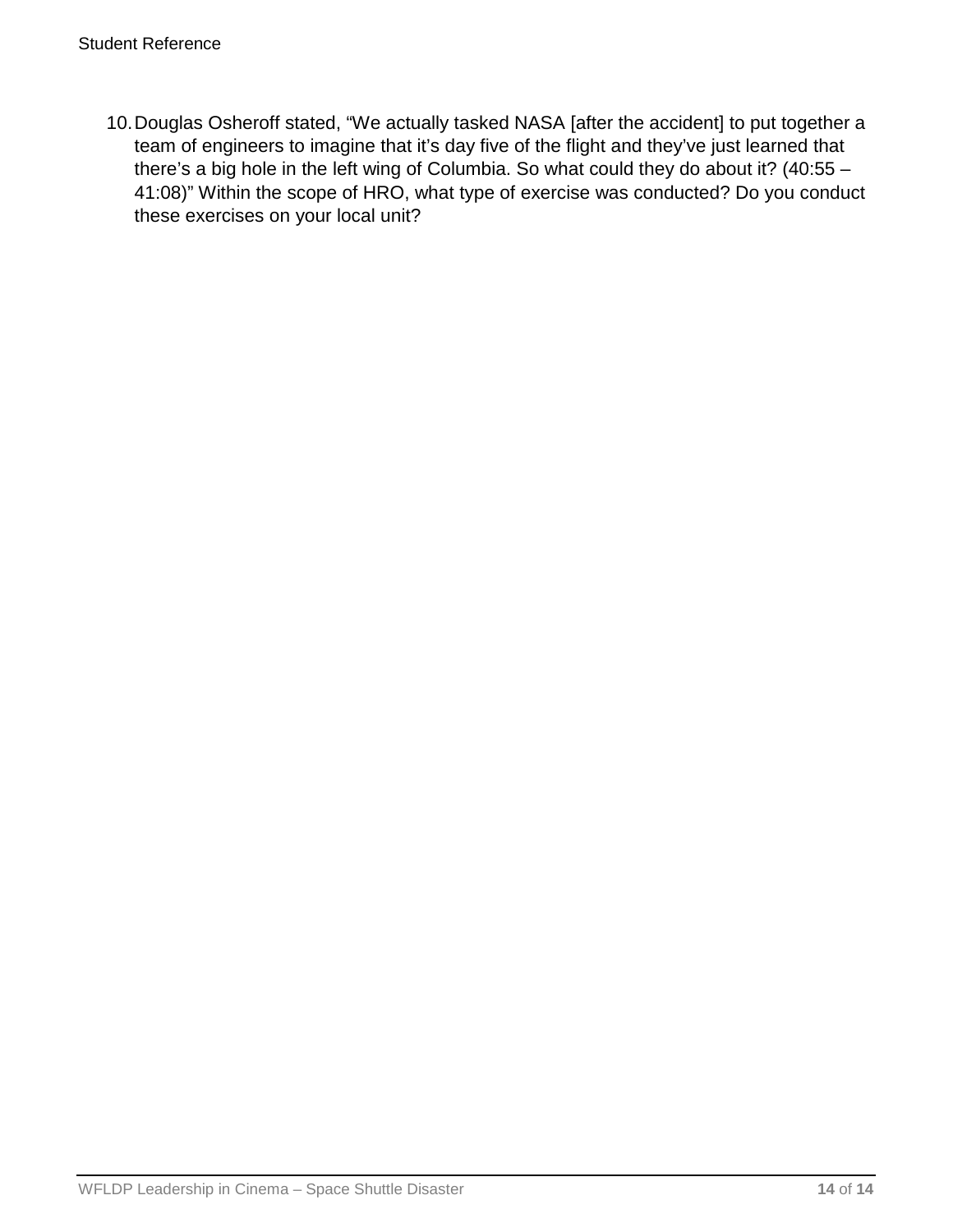10. Douglas Osheroff stated, “We actually tasked NASA [after the accident] to put together a team of engineers to imagine that it’s day five of the flight and they’ve just learned that there’s a big hole in the left wing of Columbia. So what could they do about it? (40:55 – 41:08)” Within the scope of HRO, what type of exercise was conducted? Do you conduct these exercises on your local unit?